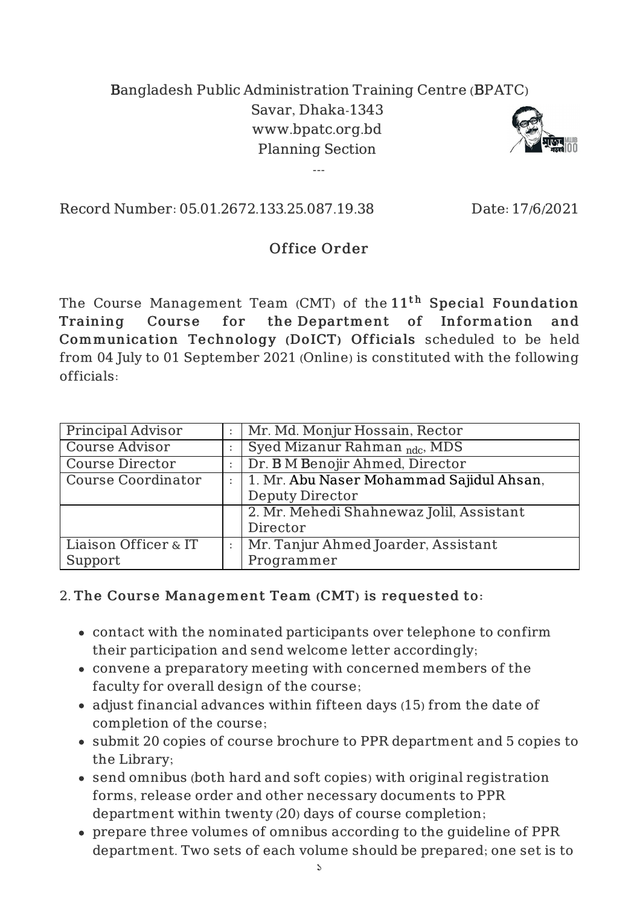Bangladesh Public Administration Training Centre (BPATC)
Savar, Dhaka-1343
www.bpatc.org.bd
Planning Section

---

Record Number: 05.01.2672.133.25.087.19.38 Date: 17/6/2021

## Office Order

The Course Management Team (CMT) of the **11th Special Foundation Training Course for the Department of Information and Communication Technology (DoICT) Officials** scheduled to be held from 04 July to 01 September 2021 (Online) is constituted with the following officials:

| | | |
|---|---|---|
| Principal Advisor | : | Mr. Md. Monjur Hossain, Rector |
| Course Advisor | : | Syed Mizanur Rahman $_{ndc}$, MDS |
| Course Director | : | Dr. B M Benojir Ahmed, Director |
| Course Coordinator | : | 1. Mr. Abu Naser Mohammad Sajidul Ahsan, Deputy Director |
| | | 2. Mr. Mehedi Shahnewaz Jolil, Assistant Director |
| Liaison Officer & IT Support | : | Mr. Tanjur Ahmed Joarder, Assistant Programmer |

2. **The Course Management Team (CMT) is requested to:**

- contact with the nominated participants over telephone to confirm their participation and send welcome letter accordingly;
- convene a preparatory meeting with concerned members of the faculty for overall design of the course;
- adjust financial advances within fifteen days (15) from the date of completion of the course;
- submit 20 copies of course brochure to PPR department and 5 copies to the Library;
- send omnibus (both hard and soft copies) with original registration forms, release order and other necessary documents to PPR department within twenty (20) days of course completion;
- prepare three volumes of omnibus according to the guideline of PPR department. Two sets of each volume should be prepared; one set is to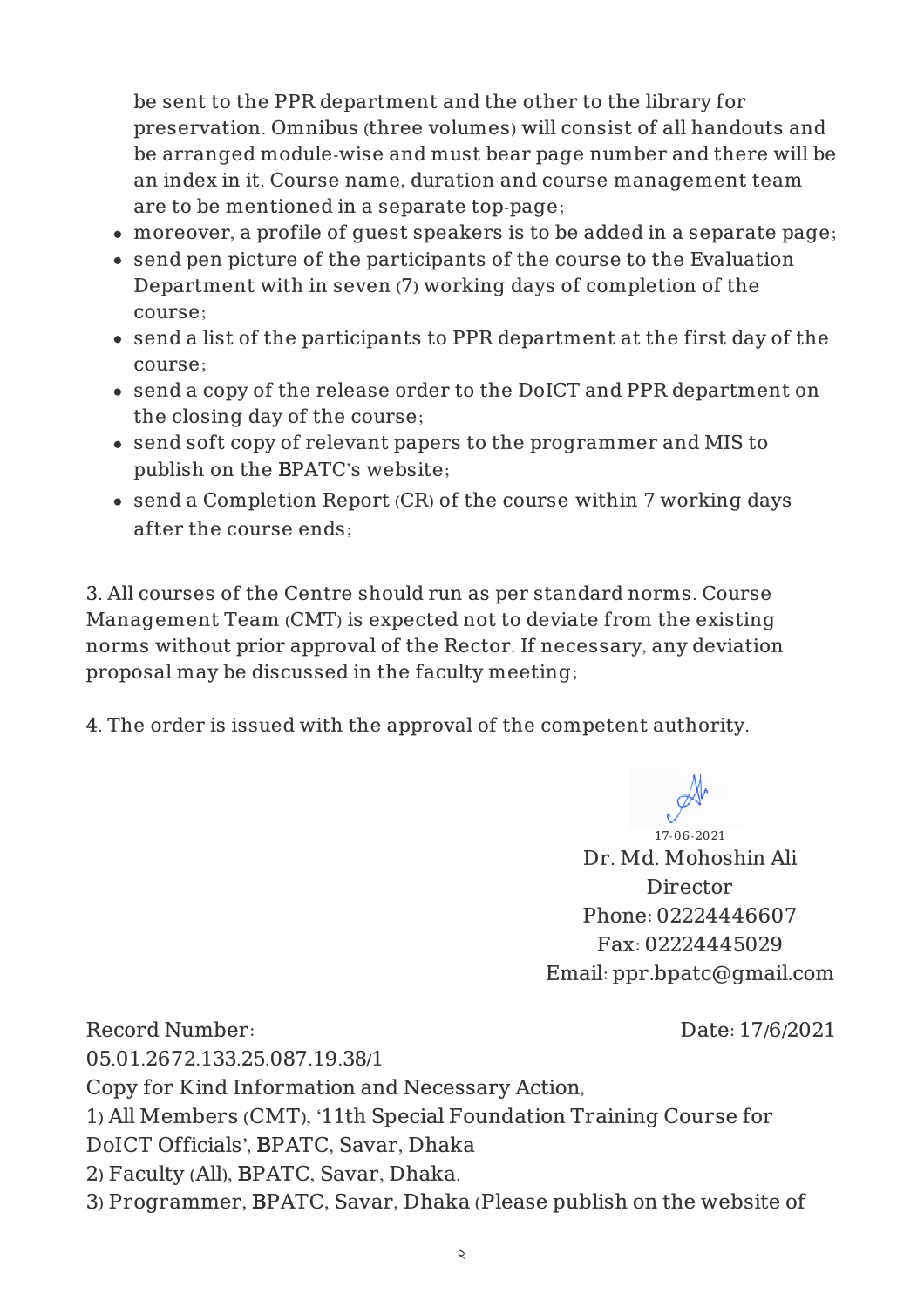be sent to the PPR department and the other to the library for preservation. Omnibus (three volumes) will consist of all handouts and be arranged module-wise and must bear page number and there will be an index in it. Course name, duration and course management team are to be mentioned in a separate top-page;

- moreover, a profile of guest speakers is to be added in a separate page;
- send pen picture of the participants of the course to the Evaluation Department with in seven (7) working days of completion of the course;
- send a list of the participants to PPR department at the first day of the course;
- send a copy of the release order to the DoICT and PPR department on the closing day of the course;
- send soft copy of relevant papers to the programmer and MIS to publish on the BPATC's website;
- send a Completion Report (CR) of the course within 7 working days after the course ends;

3. All courses of the Centre should run as per standard norms. Course Management Team (CMT) is expected not to deviate from the existing norms without prior approval of the Rector. If necessary, any deviation proposal may be discussed in the faculty meeting;

4. The order is issued with the approval of the competent authority.

17-06-2021
Dr. Md. Mohoshin Ali
Director
Phone: 02224446607
Fax: 02224445029
Email: ppr.bpatc@gmail.com

Record Number: 05.01.2672.133.25.087.19.38/1 Date: 17/6/2021

Copy for Kind Information and Necessary Action,

1) All Members (CMT), '11th Special Foundation Training Course for DoICT Officials', BPATC, Savar, Dhaka
2) Faculty (All), BPATC, Savar, Dhaka.
3) Programmer, BPATC, Savar, Dhaka (Please publish on the website of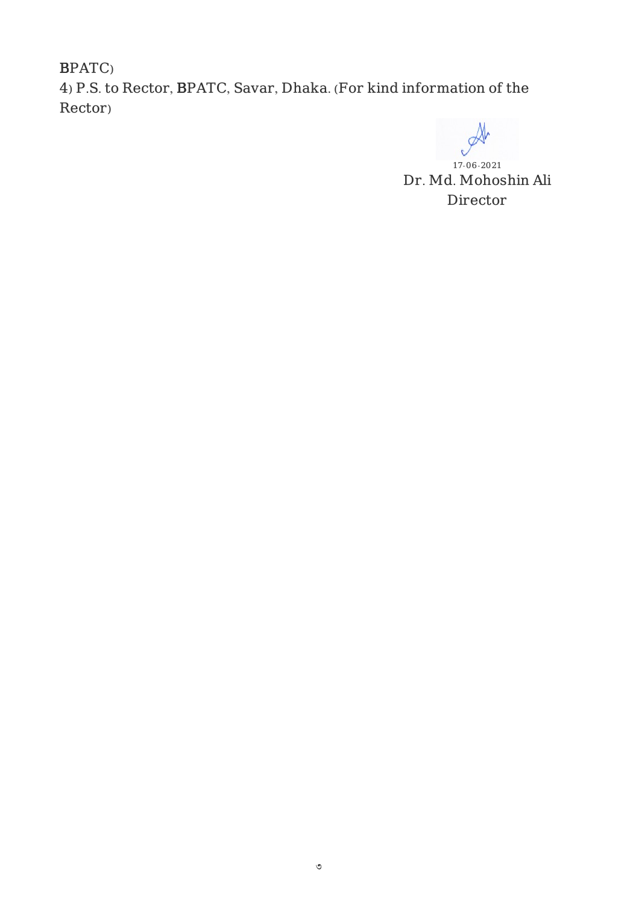BPATC)

4) P.S. to Rector, BPATC, Savar, Dhaka. (For kind information of the Rector)

17-06-2021

Dr. Md. Mohoshin Ali

Director